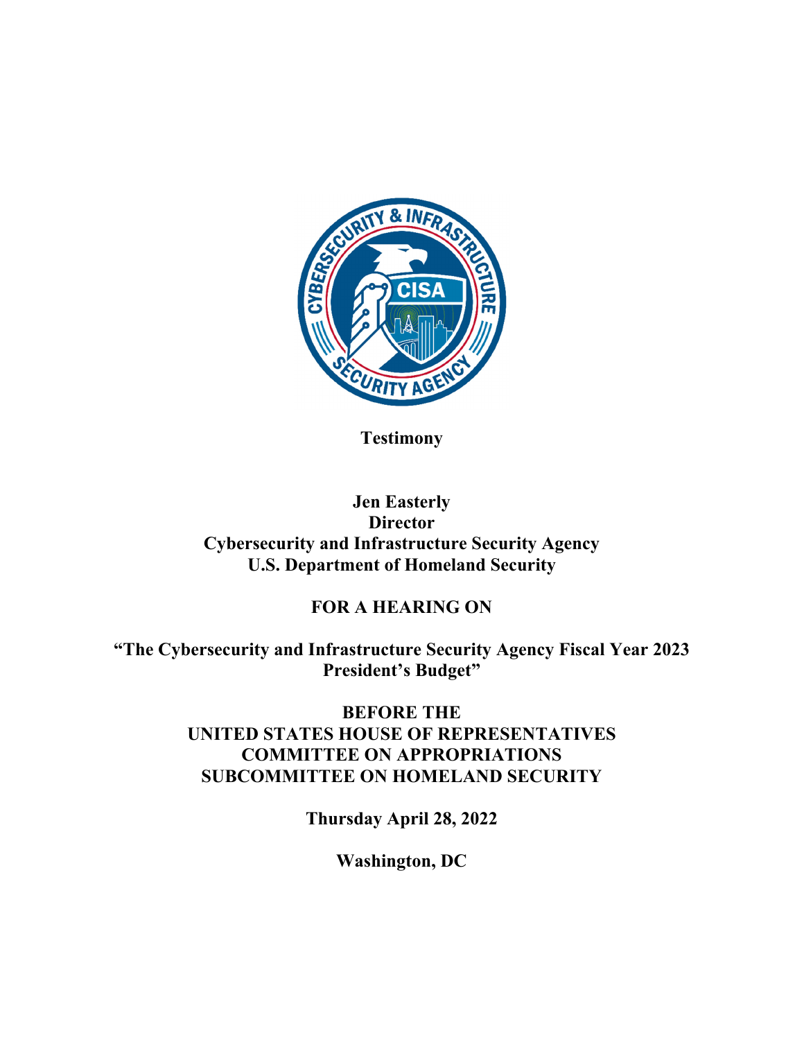**Testimony**

**Jen Easterly**
**Director**
**Cybersecurity and Infrastructure Security Agency**
**U.S. Department of Homeland Security**

**FOR A HEARING ON**

**"The Cybersecurity and Infrastructure Security Agency Fiscal Year 2023 President's Budget"**

**BEFORE THE**
**UNITED STATES HOUSE OF REPRESENTATIVES**
**COMMITTEE ON APPROPRIATIONS**
**SUBCOMMITTEE ON HOMELAND SECURITY**

**Thursday April 28, 2022**

**Washington, DC**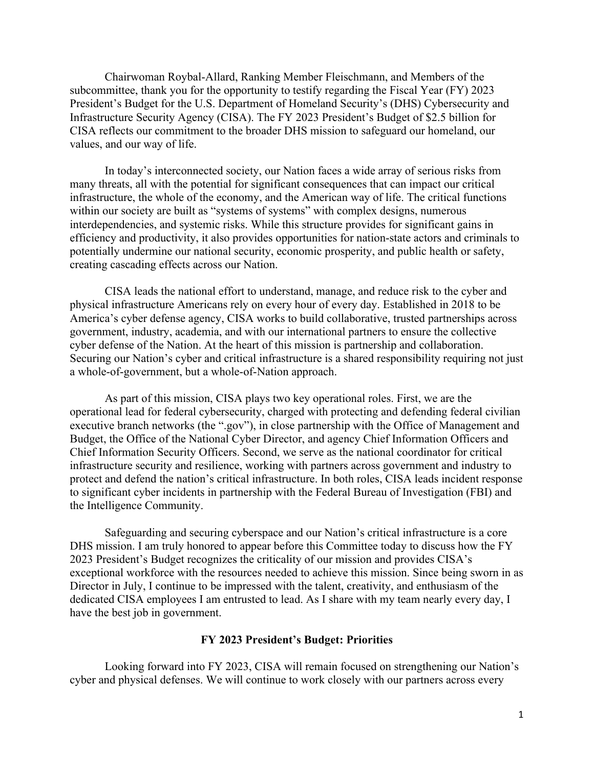Chairwoman Roybal-Allard, Ranking Member Fleischmann, and Members of the subcommittee, thank you for the opportunity to testify regarding the Fiscal Year (FY) 2023 President's Budget for the U.S. Department of Homeland Security's (DHS) Cybersecurity and Infrastructure Security Agency (CISA). The FY 2023 President's Budget of $2.5 billion for CISA reflects our commitment to the broader DHS mission to safeguard our homeland, our values, and our way of life.

In today's interconnected society, our Nation faces a wide array of serious risks from many threats, all with the potential for significant consequences that can impact our critical infrastructure, the whole of the economy, and the American way of life. The critical functions within our society are built as "systems of systems" with complex designs, numerous interdependencies, and systemic risks. While this structure provides for significant gains in efficiency and productivity, it also provides opportunities for nation-state actors and criminals to potentially undermine our national security, economic prosperity, and public health or safety, creating cascading effects across our Nation.

CISA leads the national effort to understand, manage, and reduce risk to the cyber and physical infrastructure Americans rely on every hour of every day. Established in 2018 to be America's cyber defense agency, CISA works to build collaborative, trusted partnerships across government, industry, academia, and with our international partners to ensure the collective cyber defense of the Nation. At the heart of this mission is partnership and collaboration. Securing our Nation's cyber and critical infrastructure is a shared responsibility requiring not just a whole-of-government, but a whole-of-Nation approach.

As part of this mission, CISA plays two key operational roles. First, we are the operational lead for federal cybersecurity, charged with protecting and defending federal civilian executive branch networks (the ".gov"), in close partnership with the Office of Management and Budget, the Office of the National Cyber Director, and agency Chief Information Officers and Chief Information Security Officers. Second, we serve as the national coordinator for critical infrastructure security and resilience, working with partners across government and industry to protect and defend the nation's critical infrastructure. In both roles, CISA leads incident response to significant cyber incidents in partnership with the Federal Bureau of Investigation (FBI) and the Intelligence Community.

Safeguarding and securing cyberspace and our Nation's critical infrastructure is a core DHS mission. I am truly honored to appear before this Committee today to discuss how the FY 2023 President's Budget recognizes the criticality of our mission and provides CISA's exceptional workforce with the resources needed to achieve this mission. Since being sworn in as Director in July, I continue to be impressed with the talent, creativity, and enthusiasm of the dedicated CISA employees I am entrusted to lead. As I share with my team nearly every day, I have the best job in government.

## FY 2023 President's Budget: Priorities

Looking forward into FY 2023, CISA will remain focused on strengthening our Nation's cyber and physical defenses. We will continue to work closely with our partners across every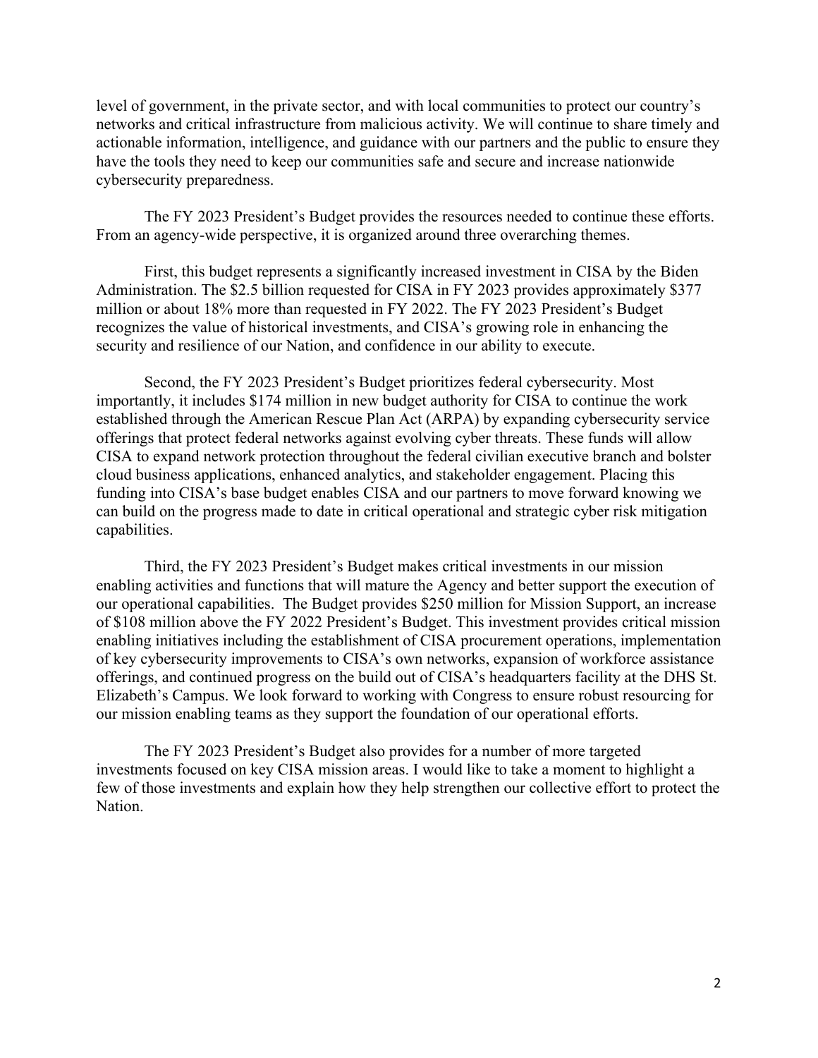level of government, in the private sector, and with local communities to protect our country's networks and critical infrastructure from malicious activity. We will continue to share timely and actionable information, intelligence, and guidance with our partners and the public to ensure they have the tools they need to keep our communities safe and secure and increase nationwide cybersecurity preparedness.

The FY 2023 President's Budget provides the resources needed to continue these efforts. From an agency-wide perspective, it is organized around three overarching themes.

First, this budget represents a significantly increased investment in CISA by the Biden Administration. The $2.5 billion requested for CISA in FY 2023 provides approximately $377 million or about 18% more than requested in FY 2022. The FY 2023 President's Budget recognizes the value of historical investments, and CISA's growing role in enhancing the security and resilience of our Nation, and confidence in our ability to execute.

Second, the FY 2023 President's Budget prioritizes federal cybersecurity. Most importantly, it includes $174 million in new budget authority for CISA to continue the work established through the American Rescue Plan Act (ARPA) by expanding cybersecurity service offerings that protect federal networks against evolving cyber threats. These funds will allow CISA to expand network protection throughout the federal civilian executive branch and bolster cloud business applications, enhanced analytics, and stakeholder engagement. Placing this funding into CISA's base budget enables CISA and our partners to move forward knowing we can build on the progress made to date in critical operational and strategic cyber risk mitigation capabilities.

Third, the FY 2023 President's Budget makes critical investments in our mission enabling activities and functions that will mature the Agency and better support the execution of our operational capabilities. The Budget provides $250 million for Mission Support, an increase of $108 million above the FY 2022 President's Budget. This investment provides critical mission enabling initiatives including the establishment of CISA procurement operations, implementation of key cybersecurity improvements to CISA's own networks, expansion of workforce assistance offerings, and continued progress on the build out of CISA's headquarters facility at the DHS St. Elizabeth's Campus. We look forward to working with Congress to ensure robust resourcing for our mission enabling teams as they support the foundation of our operational efforts.

The FY 2023 President's Budget also provides for a number of more targeted investments focused on key CISA mission areas. I would like to take a moment to highlight a few of those investments and explain how they help strengthen our collective effort to protect the Nation.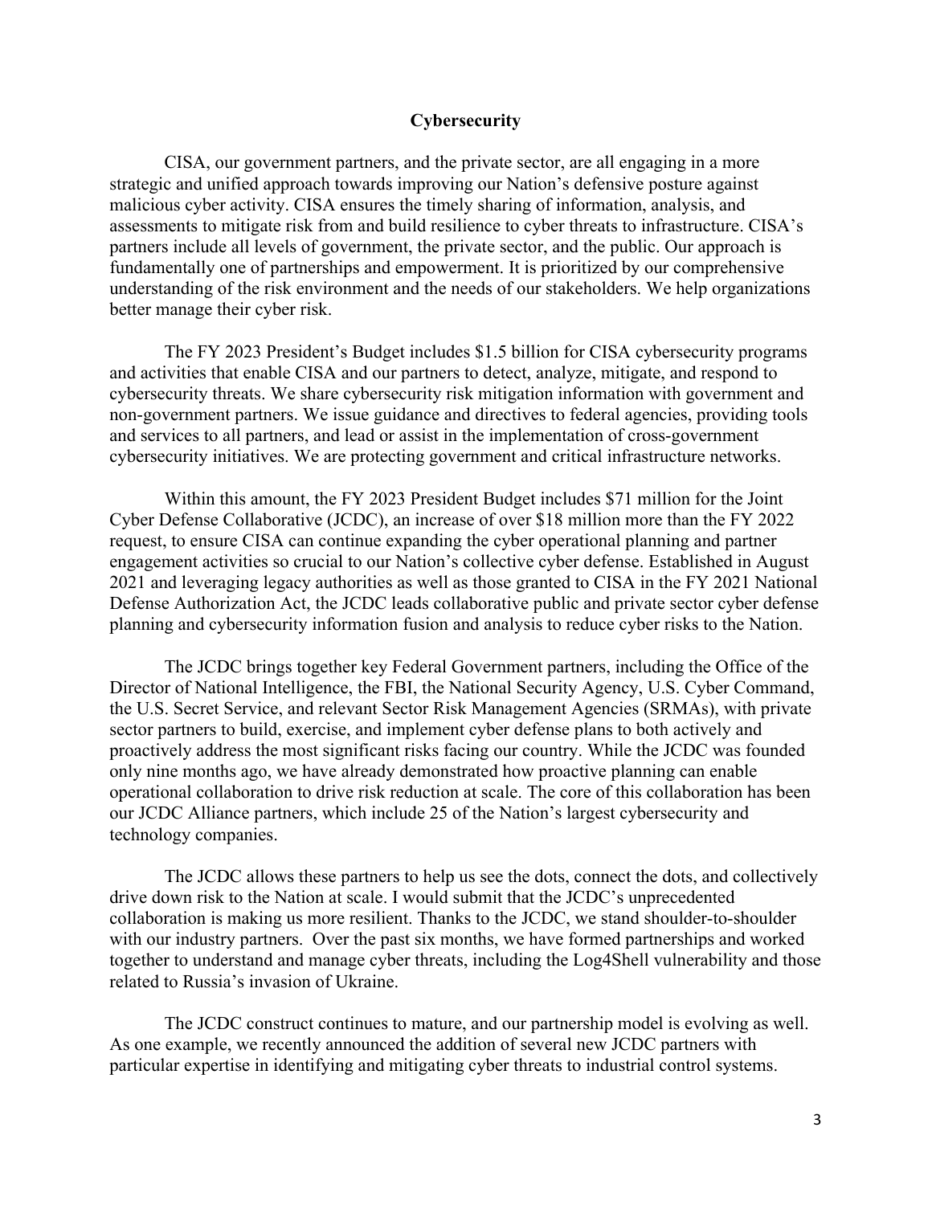## Cybersecurity

CISA, our government partners, and the private sector, are all engaging in a more strategic and unified approach towards improving our Nation's defensive posture against malicious cyber activity. CISA ensures the timely sharing of information, analysis, and assessments to mitigate risk from and build resilience to cyber threats to infrastructure. CISA's partners include all levels of government, the private sector, and the public. Our approach is fundamentally one of partnerships and empowerment. It is prioritized by our comprehensive understanding of the risk environment and the needs of our stakeholders. We help organizations better manage their cyber risk.

The FY 2023 President's Budget includes $1.5 billion for CISA cybersecurity programs and activities that enable CISA and our partners to detect, analyze, mitigate, and respond to cybersecurity threats. We share cybersecurity risk mitigation information with government and non-government partners. We issue guidance and directives to federal agencies, providing tools and services to all partners, and lead or assist in the implementation of cross-government cybersecurity initiatives. We are protecting government and critical infrastructure networks.

Within this amount, the FY 2023 President Budget includes $71 million for the Joint Cyber Defense Collaborative (JCDC), an increase of over $18 million more than the FY 2022 request, to ensure CISA can continue expanding the cyber operational planning and partner engagement activities so crucial to our Nation's collective cyber defense. Established in August 2021 and leveraging legacy authorities as well as those granted to CISA in the FY 2021 National Defense Authorization Act, the JCDC leads collaborative public and private sector cyber defense planning and cybersecurity information fusion and analysis to reduce cyber risks to the Nation.

The JCDC brings together key Federal Government partners, including the Office of the Director of National Intelligence, the FBI, the National Security Agency, U.S. Cyber Command, the U.S. Secret Service, and relevant Sector Risk Management Agencies (SRMAs), with private sector partners to build, exercise, and implement cyber defense plans to both actively and proactively address the most significant risks facing our country. While the JCDC was founded only nine months ago, we have already demonstrated how proactive planning can enable operational collaboration to drive risk reduction at scale. The core of this collaboration has been our JCDC Alliance partners, which include 25 of the Nation's largest cybersecurity and technology companies.

The JCDC allows these partners to help us see the dots, connect the dots, and collectively drive down risk to the Nation at scale. I would submit that the JCDC's unprecedented collaboration is making us more resilient. Thanks to the JCDC, we stand shoulder-to-shoulder with our industry partners. Over the past six months, we have formed partnerships and worked together to understand and manage cyber threats, including the Log4Shell vulnerability and those related to Russia's invasion of Ukraine.

The JCDC construct continues to mature, and our partnership model is evolving as well. As one example, we recently announced the addition of several new JCDC partners with particular expertise in identifying and mitigating cyber threats to industrial control systems.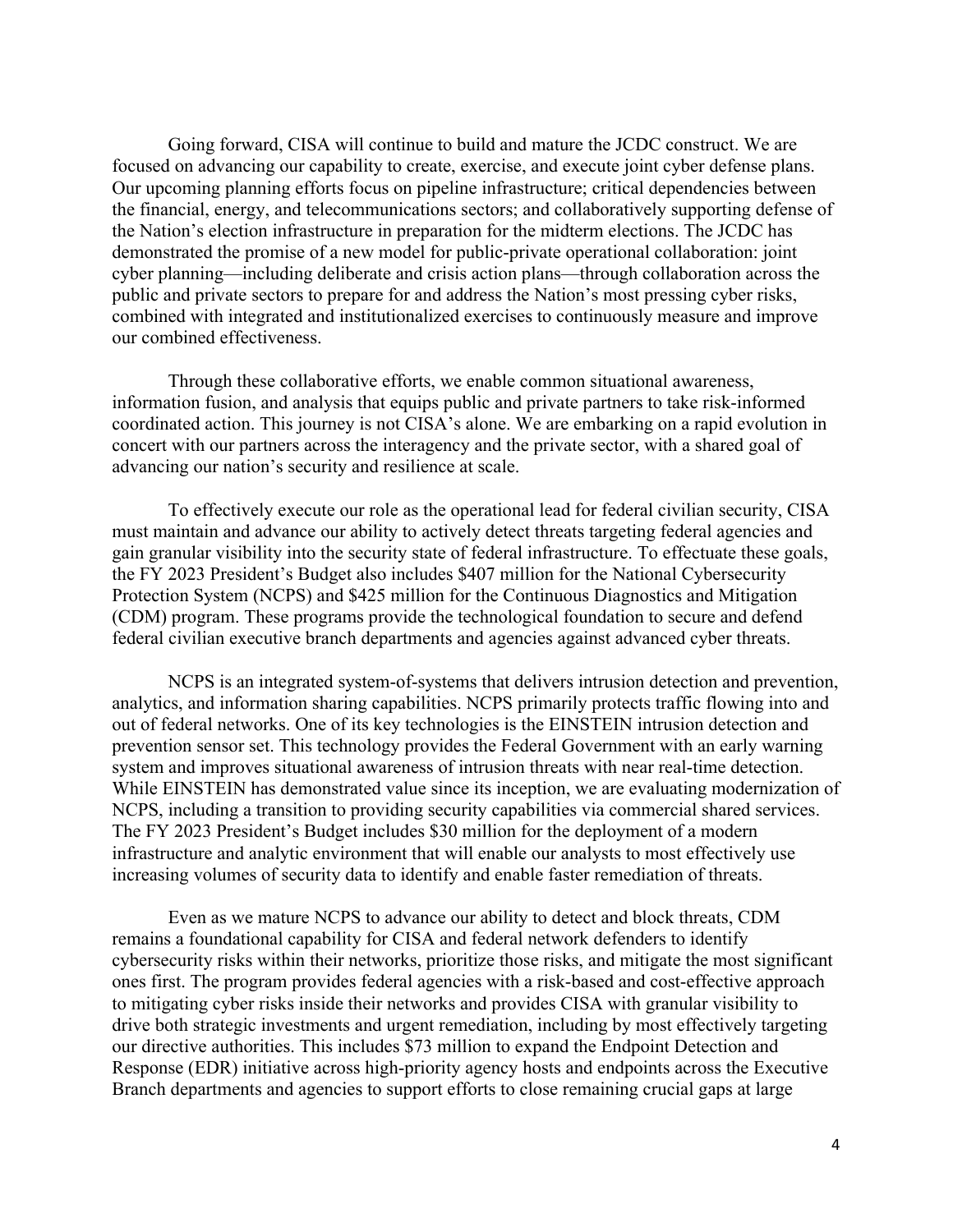Going forward, CISA will continue to build and mature the JCDC construct. We are focused on advancing our capability to create, exercise, and execute joint cyber defense plans. Our upcoming planning efforts focus on pipeline infrastructure; critical dependencies between the financial, energy, and telecommunications sectors; and collaboratively supporting defense of the Nation's election infrastructure in preparation for the midterm elections. The JCDC has demonstrated the promise of a new model for public-private operational collaboration: joint cyber planning—including deliberate and crisis action plans—through collaboration across the public and private sectors to prepare for and address the Nation's most pressing cyber risks, combined with integrated and institutionalized exercises to continuously measure and improve our combined effectiveness.

Through these collaborative efforts, we enable common situational awareness, information fusion, and analysis that equips public and private partners to take risk-informed coordinated action. This journey is not CISA's alone. We are embarking on a rapid evolution in concert with our partners across the interagency and the private sector, with a shared goal of advancing our nation's security and resilience at scale.

To effectively execute our role as the operational lead for federal civilian security, CISA must maintain and advance our ability to actively detect threats targeting federal agencies and gain granular visibility into the security state of federal infrastructure. To effectuate these goals, the FY 2023 President's Budget also includes $407 million for the National Cybersecurity Protection System (NCPS) and $425 million for the Continuous Diagnostics and Mitigation (CDM) program. These programs provide the technological foundation to secure and defend federal civilian executive branch departments and agencies against advanced cyber threats.

NCPS is an integrated system-of-systems that delivers intrusion detection and prevention, analytics, and information sharing capabilities. NCPS primarily protects traffic flowing into and out of federal networks. One of its key technologies is the EINSTEIN intrusion detection and prevention sensor set. This technology provides the Federal Government with an early warning system and improves situational awareness of intrusion threats with near real-time detection. While EINSTEIN has demonstrated value since its inception, we are evaluating modernization of NCPS, including a transition to providing security capabilities via commercial shared services. The FY 2023 President's Budget includes $30 million for the deployment of a modern infrastructure and analytic environment that will enable our analysts to most effectively use increasing volumes of security data to identify and enable faster remediation of threats.

Even as we mature NCPS to advance our ability to detect and block threats, CDM remains a foundational capability for CISA and federal network defenders to identify cybersecurity risks within their networks, prioritize those risks, and mitigate the most significant ones first. The program provides federal agencies with a risk-based and cost-effective approach to mitigating cyber risks inside their networks and provides CISA with granular visibility to drive both strategic investments and urgent remediation, including by most effectively targeting our directive authorities. This includes $73 million to expand the Endpoint Detection and Response (EDR) initiative across high-priority agency hosts and endpoints across the Executive Branch departments and agencies to support efforts to close remaining crucial gaps at large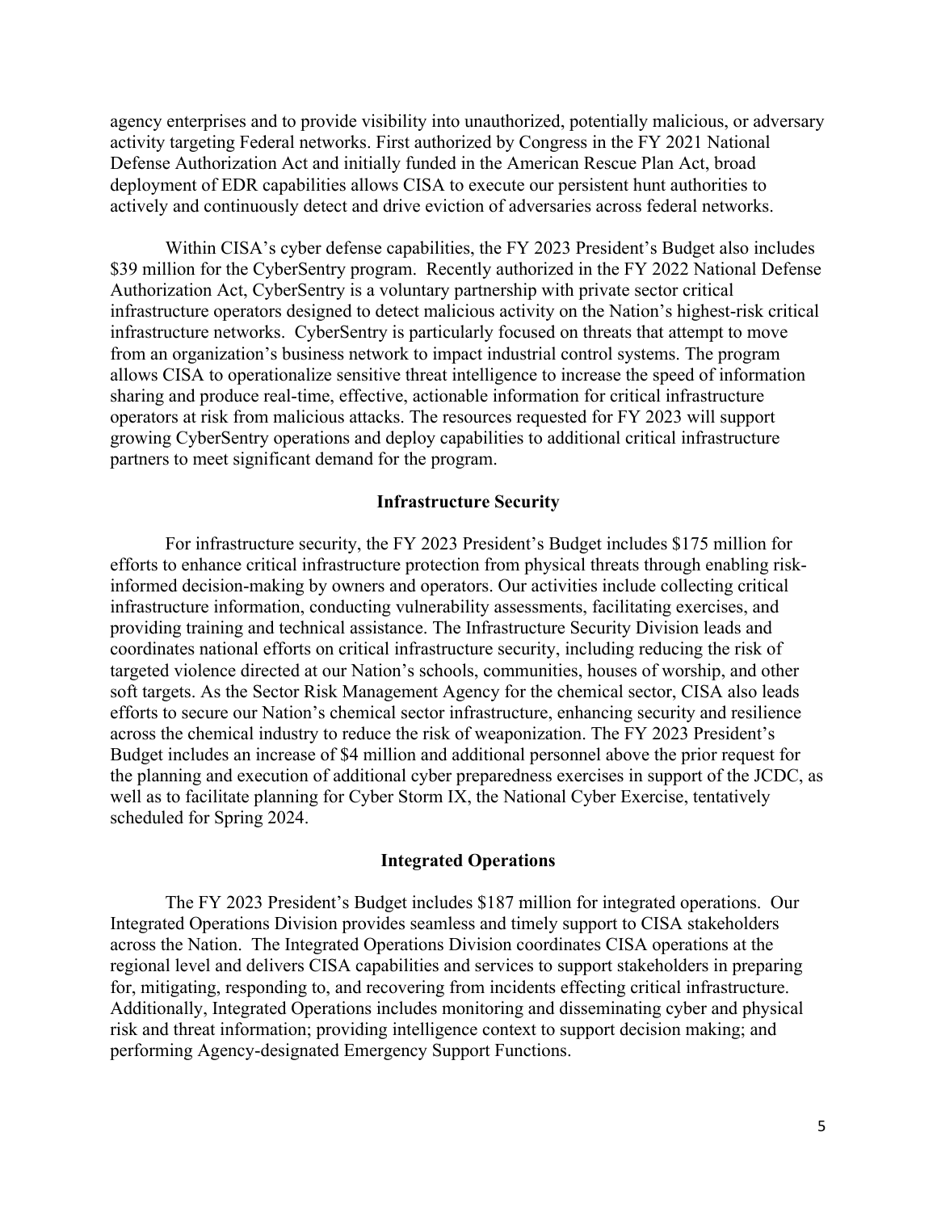agency enterprises and to provide visibility into unauthorized, potentially malicious, or adversary activity targeting Federal networks. First authorized by Congress in the FY 2021 National Defense Authorization Act and initially funded in the American Rescue Plan Act, broad deployment of EDR capabilities allows CISA to execute our persistent hunt authorities to actively and continuously detect and drive eviction of adversaries across federal networks.

Within CISA's cyber defense capabilities, the FY 2023 President's Budget also includes $39 million for the CyberSentry program. Recently authorized in the FY 2022 National Defense Authorization Act, CyberSentry is a voluntary partnership with private sector critical infrastructure operators designed to detect malicious activity on the Nation's highest-risk critical infrastructure networks. CyberSentry is particularly focused on threats that attempt to move from an organization's business network to impact industrial control systems. The program allows CISA to operationalize sensitive threat intelligence to increase the speed of information sharing and produce real-time, effective, actionable information for critical infrastructure operators at risk from malicious attacks. The resources requested for FY 2023 will support growing CyberSentry operations and deploy capabilities to additional critical infrastructure partners to meet significant demand for the program.

## Infrastructure Security

For infrastructure security, the FY 2023 President's Budget includes $175 million for efforts to enhance critical infrastructure protection from physical threats through enabling risk-informed decision-making by owners and operators. Our activities include collecting critical infrastructure information, conducting vulnerability assessments, facilitating exercises, and providing training and technical assistance. The Infrastructure Security Division leads and coordinates national efforts on critical infrastructure security, including reducing the risk of targeted violence directed at our Nation's schools, communities, houses of worship, and other soft targets. As the Sector Risk Management Agency for the chemical sector, CISA also leads efforts to secure our Nation's chemical sector infrastructure, enhancing security and resilience across the chemical industry to reduce the risk of weaponization. The FY 2023 President's Budget includes an increase of $4 million and additional personnel above the prior request for the planning and execution of additional cyber preparedness exercises in support of the JCDC, as well as to facilitate planning for Cyber Storm IX, the National Cyber Exercise, tentatively scheduled for Spring 2024.

## Integrated Operations

The FY 2023 President's Budget includes $187 million for integrated operations. Our Integrated Operations Division provides seamless and timely support to CISA stakeholders across the Nation. The Integrated Operations Division coordinates CISA operations at the regional level and delivers CISA capabilities and services to support stakeholders in preparing for, mitigating, responding to, and recovering from incidents effecting critical infrastructure. Additionally, Integrated Operations includes monitoring and disseminating cyber and physical risk and threat information; providing intelligence context to support decision making; and performing Agency-designated Emergency Support Functions.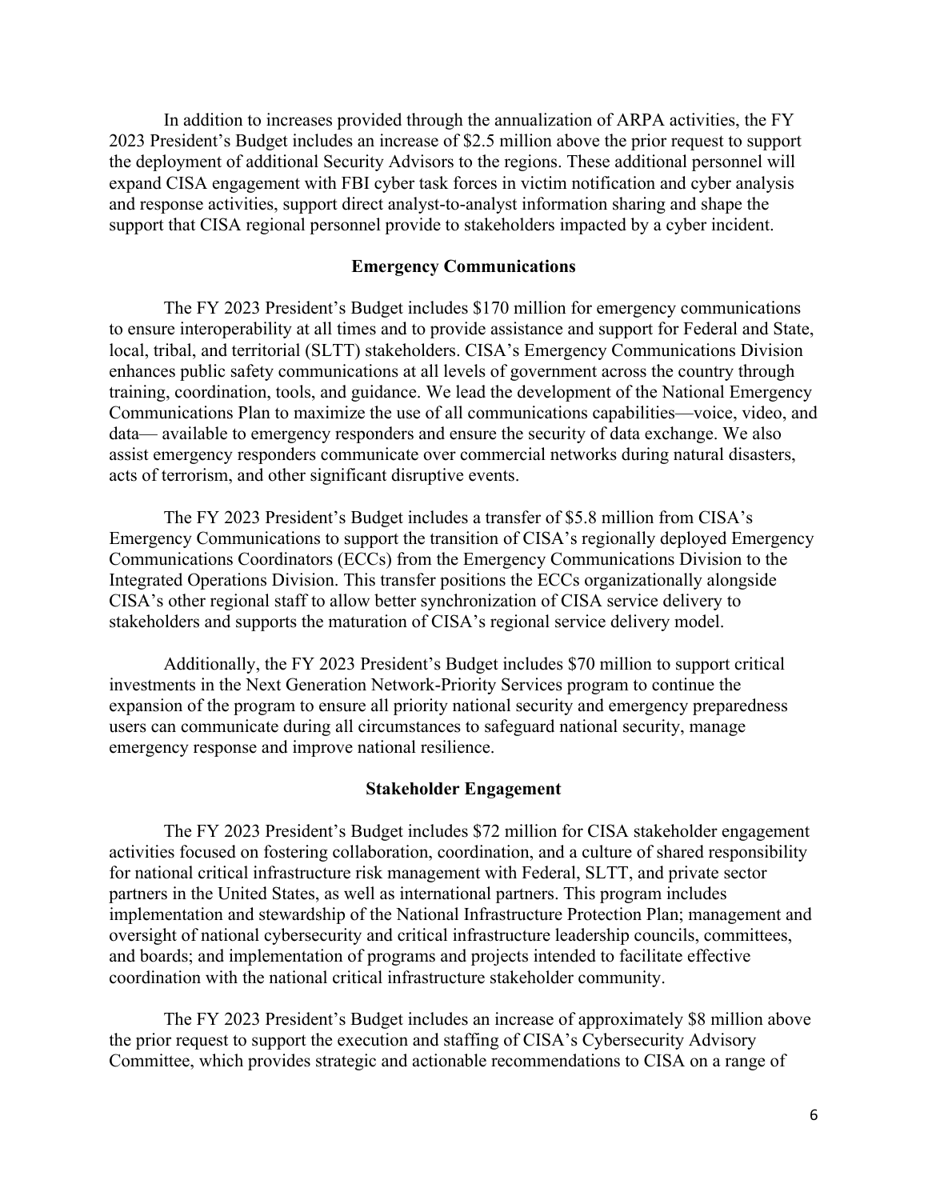In addition to increases provided through the annualization of ARPA activities, the FY 2023 President's Budget includes an increase of $2.5 million above the prior request to support the deployment of additional Security Advisors to the regions. These additional personnel will expand CISA engagement with FBI cyber task forces in victim notification and cyber analysis and response activities, support direct analyst-to-analyst information sharing and shape the support that CISA regional personnel provide to stakeholders impacted by a cyber incident.

## Emergency Communications

The FY 2023 President's Budget includes $170 million for emergency communications to ensure interoperability at all times and to provide assistance and support for Federal and State, local, tribal, and territorial (SLTT) stakeholders. CISA's Emergency Communications Division enhances public safety communications at all levels of government across the country through training, coordination, tools, and guidance. We lead the development of the National Emergency Communications Plan to maximize the use of all communications capabilities—voice, video, and data— available to emergency responders and ensure the security of data exchange. We also assist emergency responders communicate over commercial networks during natural disasters, acts of terrorism, and other significant disruptive events.

The FY 2023 President's Budget includes a transfer of $5.8 million from CISA's Emergency Communications to support the transition of CISA's regionally deployed Emergency Communications Coordinators (ECCs) from the Emergency Communications Division to the Integrated Operations Division. This transfer positions the ECCs organizationally alongside CISA's other regional staff to allow better synchronization of CISA service delivery to stakeholders and supports the maturation of CISA's regional service delivery model.

Additionally, the FY 2023 President's Budget includes $70 million to support critical investments in the Next Generation Network-Priority Services program to continue the expansion of the program to ensure all priority national security and emergency preparedness users can communicate during all circumstances to safeguard national security, manage emergency response and improve national resilience.

## Stakeholder Engagement

The FY 2023 President's Budget includes $72 million for CISA stakeholder engagement activities focused on fostering collaboration, coordination, and a culture of shared responsibility for national critical infrastructure risk management with Federal, SLTT, and private sector partners in the United States, as well as international partners. This program includes implementation and stewardship of the National Infrastructure Protection Plan; management and oversight of national cybersecurity and critical infrastructure leadership councils, committees, and boards; and implementation of programs and projects intended to facilitate effective coordination with the national critical infrastructure stakeholder community.

The FY 2023 President's Budget includes an increase of approximately $8 million above the prior request to support the execution and staffing of CISA's Cybersecurity Advisory Committee, which provides strategic and actionable recommendations to CISA on a range of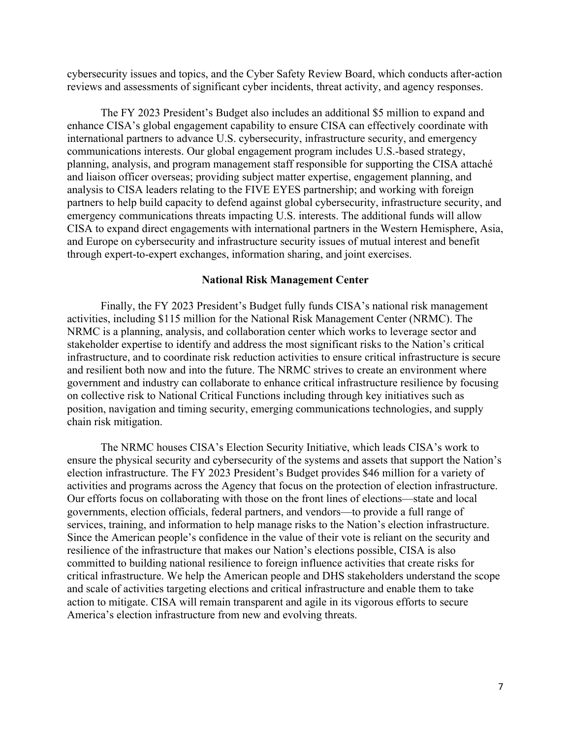cybersecurity issues and topics, and the Cyber Safety Review Board, which conducts after-action reviews and assessments of significant cyber incidents, threat activity, and agency responses.

The FY 2023 President's Budget also includes an additional $5 million to expand and enhance CISA's global engagement capability to ensure CISA can effectively coordinate with international partners to advance U.S. cybersecurity, infrastructure security, and emergency communications interests. Our global engagement program includes U.S.-based strategy, planning, analysis, and program management staff responsible for supporting the CISA attaché and liaison officer overseas; providing subject matter expertise, engagement planning, and analysis to CISA leaders relating to the FIVE EYES partnership; and working with foreign partners to help build capacity to defend against global cybersecurity, infrastructure security, and emergency communications threats impacting U.S. interests. The additional funds will allow CISA to expand direct engagements with international partners in the Western Hemisphere, Asia, and Europe on cybersecurity and infrastructure security issues of mutual interest and benefit through expert-to-expert exchanges, information sharing, and joint exercises.

## National Risk Management Center

Finally, the FY 2023 President's Budget fully funds CISA's national risk management activities, including $115 million for the National Risk Management Center (NRMC). The NRMC is a planning, analysis, and collaboration center which works to leverage sector and stakeholder expertise to identify and address the most significant risks to the Nation's critical infrastructure, and to coordinate risk reduction activities to ensure critical infrastructure is secure and resilient both now and into the future. The NRMC strives to create an environment where government and industry can collaborate to enhance critical infrastructure resilience by focusing on collective risk to National Critical Functions including through key initiatives such as position, navigation and timing security, emerging communications technologies, and supply chain risk mitigation.

The NRMC houses CISA's Election Security Initiative, which leads CISA's work to ensure the physical security and cybersecurity of the systems and assets that support the Nation's election infrastructure. The FY 2023 President's Budget provides $46 million for a variety of activities and programs across the Agency that focus on the protection of election infrastructure. Our efforts focus on collaborating with those on the front lines of elections—state and local governments, election officials, federal partners, and vendors—to provide a full range of services, training, and information to help manage risks to the Nation's election infrastructure. Since the American people's confidence in the value of their vote is reliant on the security and resilience of the infrastructure that makes our Nation's elections possible, CISA is also committed to building national resilience to foreign influence activities that create risks for critical infrastructure. We help the American people and DHS stakeholders understand the scope and scale of activities targeting elections and critical infrastructure and enable them to take action to mitigate. CISA will remain transparent and agile in its vigorous efforts to secure America's election infrastructure from new and evolving threats.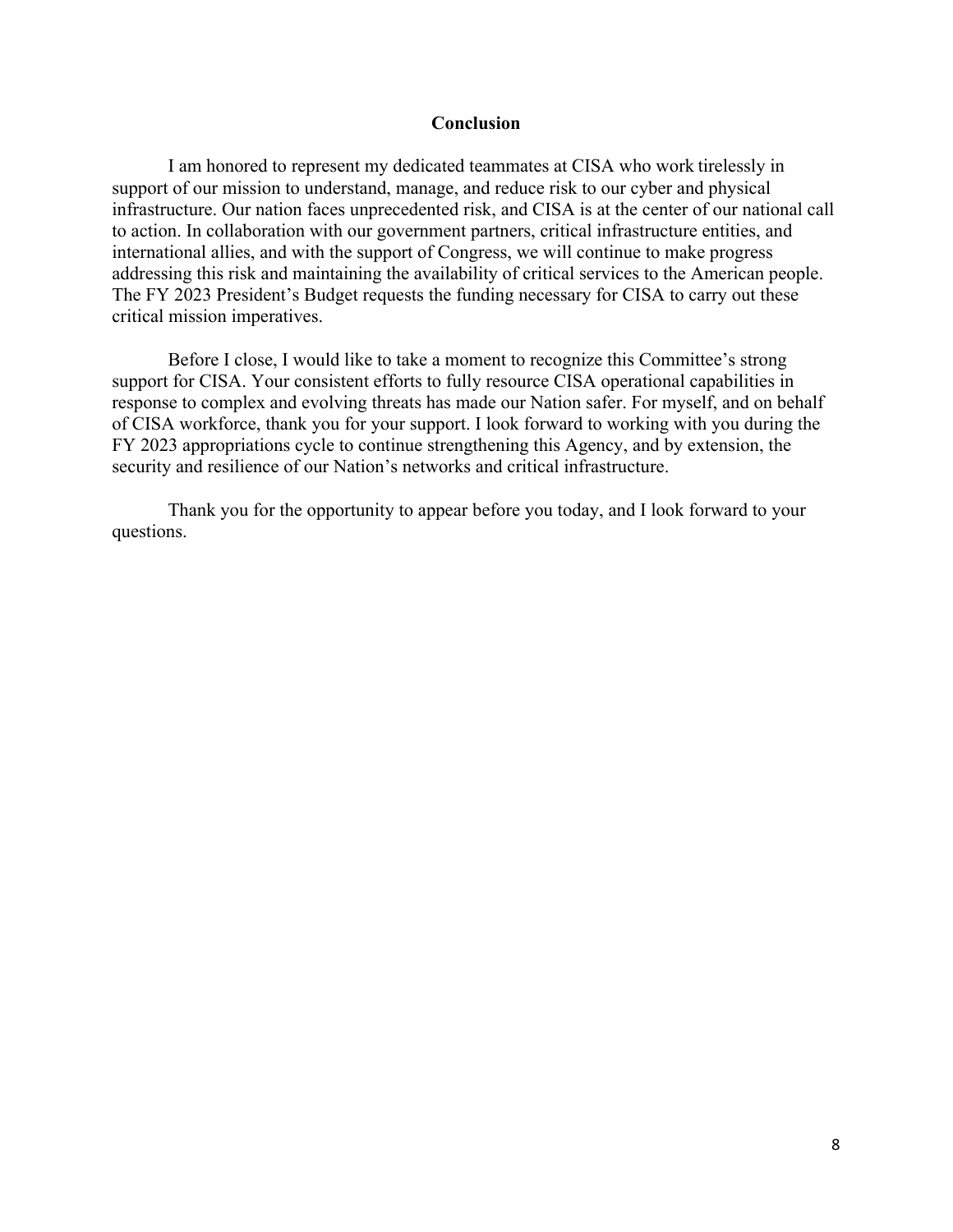## Conclusion

I am honored to represent my dedicated teammates at CISA who work tirelessly in support of our mission to understand, manage, and reduce risk to our cyber and physical infrastructure. Our nation faces unprecedented risk, and CISA is at the center of our national call to action. In collaboration with our government partners, critical infrastructure entities, and international allies, and with the support of Congress, we will continue to make progress addressing this risk and maintaining the availability of critical services to the American people. The FY 2023 President's Budget requests the funding necessary for CISA to carry out these critical mission imperatives.

Before I close, I would like to take a moment to recognize this Committee's strong support for CISA. Your consistent efforts to fully resource CISA operational capabilities in response to complex and evolving threats has made our Nation safer. For myself, and on behalf of CISA workforce, thank you for your support. I look forward to working with you during the FY 2023 appropriations cycle to continue strengthening this Agency, and by extension, the security and resilience of our Nation's networks and critical infrastructure.

Thank you for the opportunity to appear before you today, and I look forward to your questions.